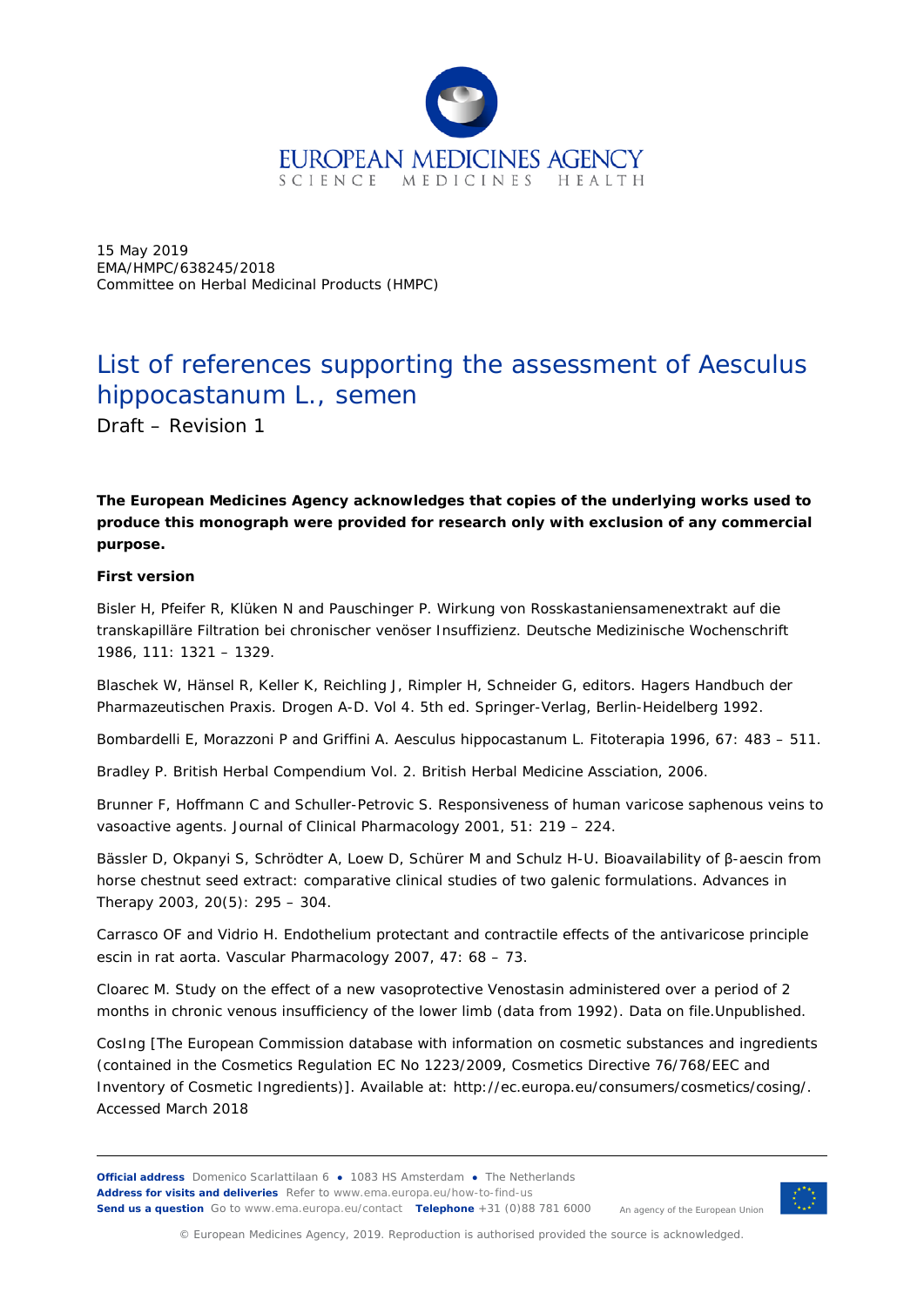15 May 2019
EMA/HMPC/638245/2018
Committee on Herbal Medicinal Products (HMPC)

# List of references supporting the assessment of Aesculus hippocastanum L., semen

Draft – Revision 1

**The European Medicines Agency acknowledges that copies of the underlying works used to produce this monograph were provided for research only with exclusion of any commercial purpose.**

**First version**

Bisler H, Pfeifer R, Klüken N and Pauschinger P. Wirkung von Rosskastaniensamenextrakt auf die transkapilläre Filtration bei chronischer venöser Insuffizienz. Deutsche Medizinische Wochenschrift 1986, 111: 1321 – 1329.

Blaschek W, Hänsel R, Keller K, Reichling J, Rimpler H, Schneider G, editors. Hagers Handbuch der Pharmazeutischen Praxis. Drogen A-D. Vol 4. 5th ed. Springer-Verlag, Berlin-Heidelberg 1992.

Bombardelli E, Morazzoni P and Griffini A. Aesculus hippocastanum L. Fitoterapia 1996, 67: 483 – 511.

Bradley P. British Herbal Compendium Vol. 2. British Herbal Medicine Asociation, 2006.

Brunner F, Hoffmann C and Schuller-Petrovic S. Responsiveness of human varicose saphenous veins to vasoactive agents. Journal of Clinical Pharmacology 2001, 51: 219 – 224.

Bässler D, Okpanyi S, Schrödter A, Loew D, Schürer M and Schulz H-U. Bioavailability of β-aescin from horse chestnut seed extract: comparative clinical studies of two galenic formulations. Advances in Therapy 2003, 20(5): 295 – 304.

Carrasco OF and Vidrio H. Endothelium protectant and contractile effects of the antivaricose principle escin in rat aorta. Vascular Pharmacology 2007, 47: 68 – 73.

Cloarec M. Study on the effect of a new vasoprotective Venostasin administered over a period of 2 months in chronic venous insufficiency of the lower limb (data from 1992). Data on file.Unpublished.

CosIng [The European Commission database with information on cosmetic substances and ingredients (contained in the Cosmetics Regulation EC No 1223/2009, Cosmetics Directive 76/768/EEC and Inventory of Cosmetic Ingredients)]. Available at: http://ec.europa.eu/consumers/cosmetics/cosing/. Accessed March 2018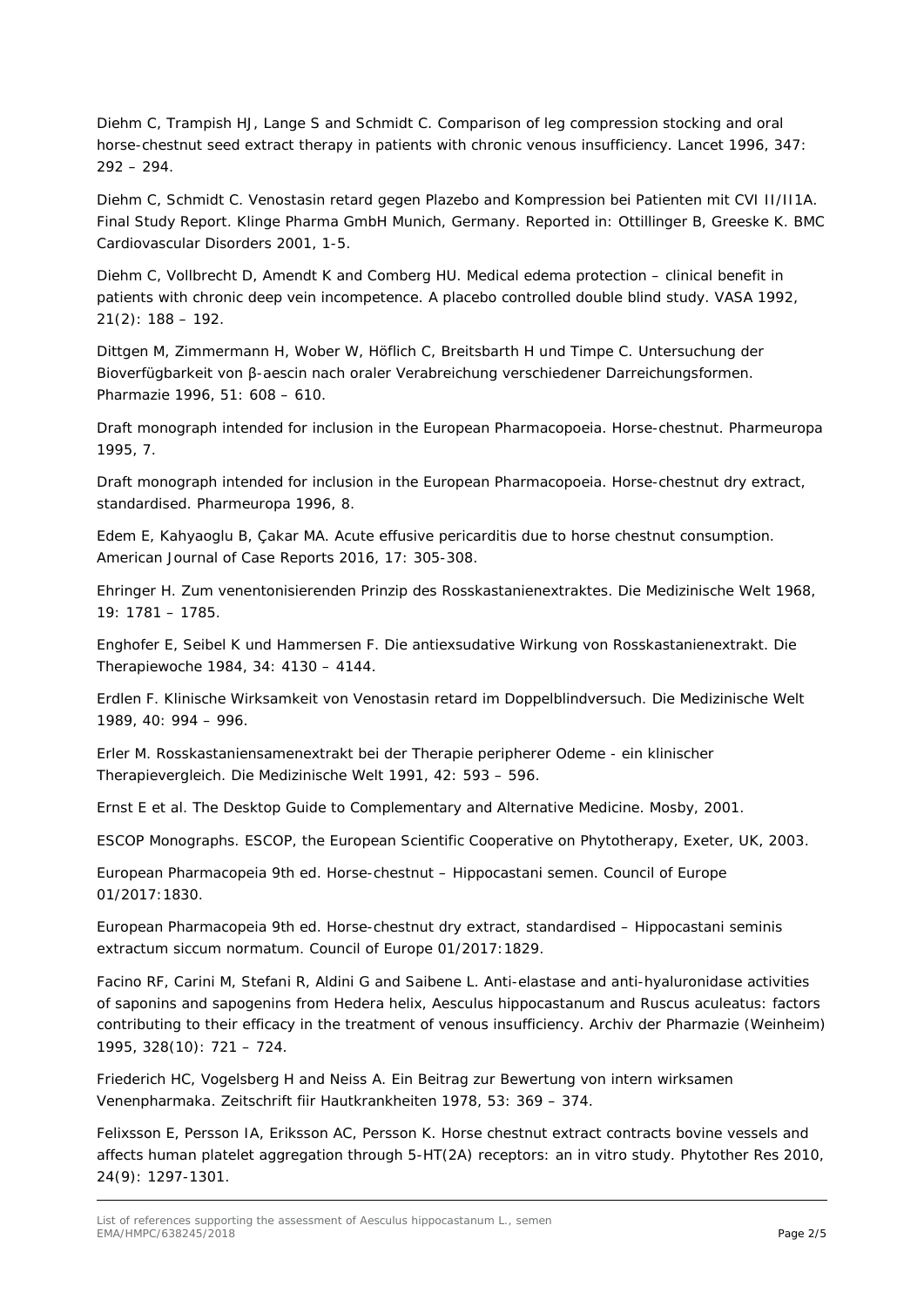Diehm C, Trampish HJ, Lange S and Schmidt C. Comparison of leg compression stocking and oral horse-chestnut seed extract therapy in patients with chronic venous insufficiency. Lancet 1996, 347: 292 – 294.

Diehm C, Schmidt C. Venostasin retard gegen Plazebo and Kompression bei Patienten mit CVI II/II1A. Final Study Report. Klinge Pharma GmbH Munich, Germany. Reported in: Ottillinger B, Greeske K. BMC Cardiovascular Disorders 2001, 1-5.

Diehm C, Vollbrecht D, Amendt K and Comberg HU. Medical edema protection – clinical benefit in patients with chronic deep vein incompetence. A placebo controlled double blind study. VASA 1992, 21(2): 188 – 192.

Dittgen M, Zimmermann H, Wober W, Höflich C, Breitsbarth H und Timpe C. Untersuchung der Bioverfügbarkeit von β-aescin nach oraler Verabreichung verschiedener Darreichungsformen. Pharmazie 1996, 51: 608 – 610.

Draft monograph intended for inclusion in the European Pharmacopoeia. Horse-chestnut. Pharmeuropa 1995, 7.

Draft monograph intended for inclusion in the European Pharmacopoeia. Horse-chestnut dry extract, standardised. Pharmeuropa 1996, 8.

Edem E, Kahyaoglu B, Çakar MA. Acute effusive pericarditis due to horse chestnut consumption. American Journal of Case Reports 2016, 17: 305-308.

Ehringer H. Zum venentonisierenden Prinzip des Rosskastanienextraktes. Die Medizinische Welt 1968, 19: 1781 – 1785.

Enghofer E, Seibel K und Hammersen F. Die antiexsudative Wirkung von Rosskastanienextrakt. Die Therapiewoche 1984, 34: 4130 – 4144.

Erdlen F. Klinische Wirksamkeit von Venostasin retard im Doppelblindversuch. Die Medizinische Welt 1989, 40: 994 – 996.

Erler M. Rosskastaniensamenextrakt bei der Therapie peripherer Odeme - ein klinischer Therapievergleich. Die Medizinische Welt 1991, 42: 593 – 596.

Ernst E et al. The Desktop Guide to Complementary and Alternative Medicine. Mosby, 2001.

ESCOP Monographs. ESCOP, the European Scientific Cooperative on Phytotherapy, Exeter, UK, 2003.

European Pharmacopeia 9th ed. Horse-chestnut – Hippocastani semen. Council of Europe 01/2017:1830.

European Pharmacopeia 9th ed. Horse-chestnut dry extract, standardised – Hippocastani seminis extractum siccum normatum. Council of Europe 01/2017:1829.

Facino RF, Carini M, Stefani R, Aldini G and Saibene L. Anti-elastase and anti-hyaluronidase activities of saponins and sapogenins from Hedera helix, Aesculus hippocastanum and Ruscus aculeatus: factors contributing to their efficacy in the treatment of venous insufficiency. Archiv der Pharmazie (Weinheim) 1995, 328(10): 721 – 724.

Friederich HC, Vogelsberg H and Neiss A. Ein Beitrag zur Bewertung von intern wirksamen Venenpharmaka. Zeitschrift fiir Hautkrankheiten 1978, 53: 369 – 374.

Felixsson E, Persson IA, Eriksson AC, Persson K. Horse chestnut extract contracts bovine vessels and affects human platelet aggregation through 5-HT(2A) receptors: an in vitro study. Phytother Res 2010, 24(9): 1297-1301.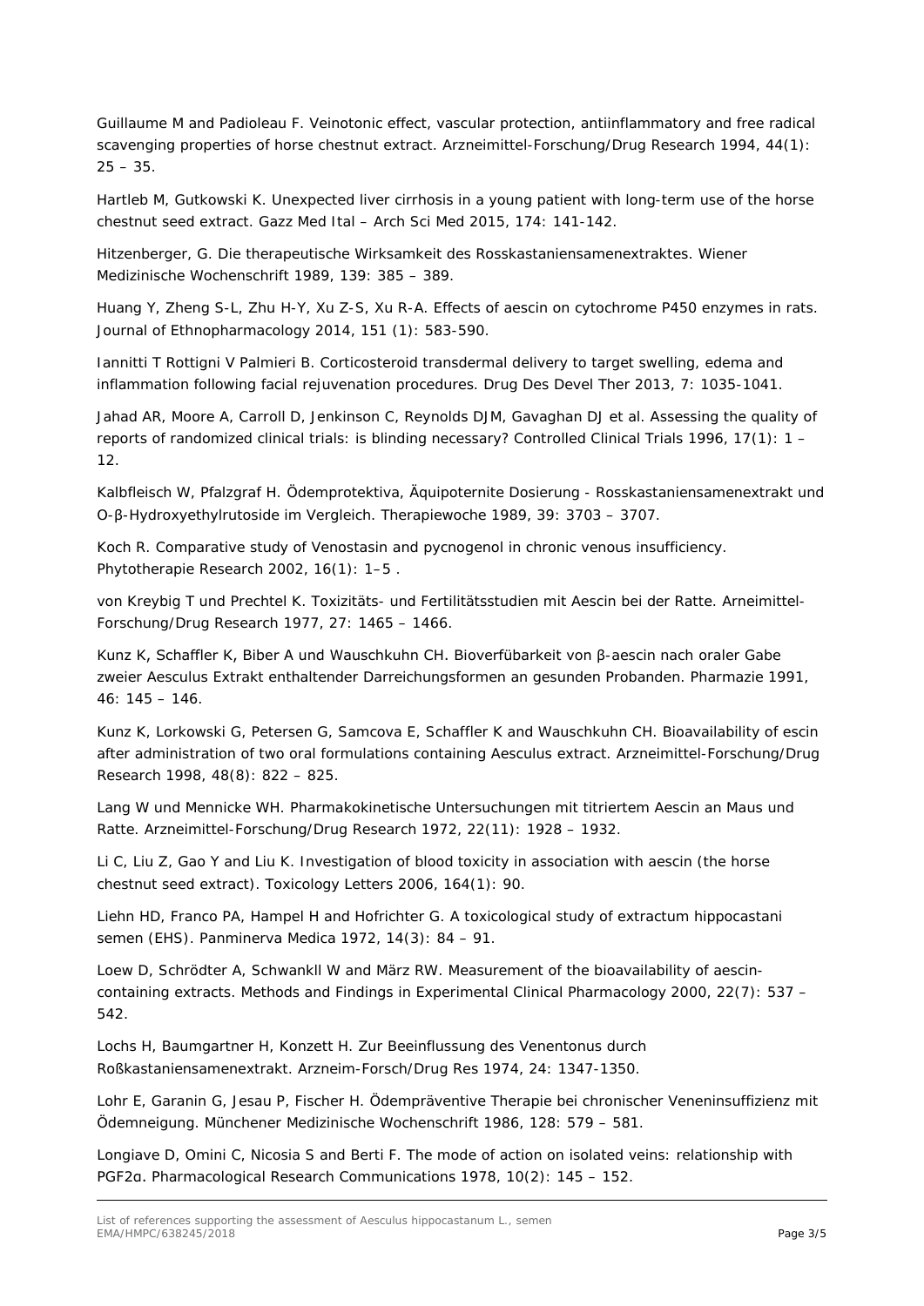Guillaume M and Padioleau F. Veinotonic effect, vascular protection, antiinflammatory and free radical scavenging properties of horse chestnut extract. Arzneimittel-Forschung/Drug Research 1994, 44(1): 25 – 35.

Hartleb M, Gutkowski K. Unexpected liver cirrhosis in a young patient with long-term use of the horse chestnut seed extract. Gazz Med Ital – Arch Sci Med 2015, 174: 141-142.

Hitzenberger, G. Die therapeutische Wirksamkeit des Rosskastaniensamenextraktes. Wiener Medizinische Wochenschrift 1989, 139: 385 – 389.

Huang Y, Zheng S-L, Zhu H-Y, Xu Z-S, Xu R-A. Effects of aescin on cytochrome P450 enzymes in rats. Journal of Ethnopharmacology 2014, 151 (1): 583-590.

Iannitti T Rottigni V Palmieri B. Corticosteroid transdermal delivery to target swelling, edema and inflammation following facial rejuvenation procedures. Drug Des Devel Ther 2013, 7: 1035-1041.

Jahad AR, Moore A, Carroll D, Jenkinson C, Reynolds DJM, Gavaghan DJ et al. Assessing the quality of reports of randomized clinical trials: is blinding necessary? Controlled Clinical Trials 1996, 17(1): 1 – 12.

Kalbfleisch W, Pfalzgraf H. Ödemprotektiva, Äquipoternite Dosierung - Rosskastaniensamenextrakt und O-β-Hydroxyethylrutoside im Vergleich. Therapiewoche 1989, 39: 3703 – 3707.

Koch R. Comparative study of Venostasin and pycnogenol in chronic venous insufficiency. Phytotherapie Research 2002, 16(1): 1–5 .

von Kreybig T und Prechtel K. Toxizitäts- und Fertilitätsstudien mit Aescin bei der Ratte. Arneimittel-Forschung/Drug Research 1977, 27: 1465 – 1466.

Kunz K, Schaffler K, Biber A und Wauschkuhn CH. Bioverfübarkeit von β-aescin nach oraler Gabe zweier Aesculus Extrakt enthaltender Darreichungsformen an gesunden Probanden. Pharmazie 1991, 46: 145 – 146.

Kunz K, Lorkowski G, Petersen G, Samcova E, Schaffler K and Wauschkuhn CH. Bioavailability of escin after administration of two oral formulations containing Aesculus extract. Arzneimittel-Forschung/Drug Research 1998, 48(8): 822 – 825.

Lang W und Mennicke WH. Pharmakokinetische Untersuchungen mit titriertem Aescin an Maus und Ratte. Arzneimittel-Forschung/Drug Research 1972, 22(11): 1928 – 1932.

Li C, Liu Z, Gao Y and Liu K. Investigation of blood toxicity in association with aescin (the horse chestnut seed extract). Toxicology Letters 2006, 164(1): 90.

Liehn HD, Franco PA, Hampel H and Hofrichter G. A toxicological study of extractum hippocastani semen (EHS). Panminerva Medica 1972, 14(3): 84 – 91.

Loew D, Schrödter A, Schwankll W and März RW. Measurement of the bioavailability of aescin-containing extracts. Methods and Findings in Experimental Clinical Pharmacology 2000, 22(7): 537 – 542.

Lochs H, Baumgartner H, Konzett H. Zur Beeinflussung des Venentonus durch Roßkastaniensamenextrakt. Arzneim-Forsch/Drug Res 1974, 24: 1347-1350.

Lohr E, Garanin G, Jesau P, Fischer H. Ödempräventive Therapie bei chronischer Veneninsuffizienz mit Ödemneigung. Münchener Medizinische Wochenschrift 1986, 128: 579 – 581.

Longiave D, Omini C, Nicosia S and Berti F. The mode of action on isolated veins: relationship with PGF2α. Pharmacological Research Communications 1978, 10(2): 145 – 152.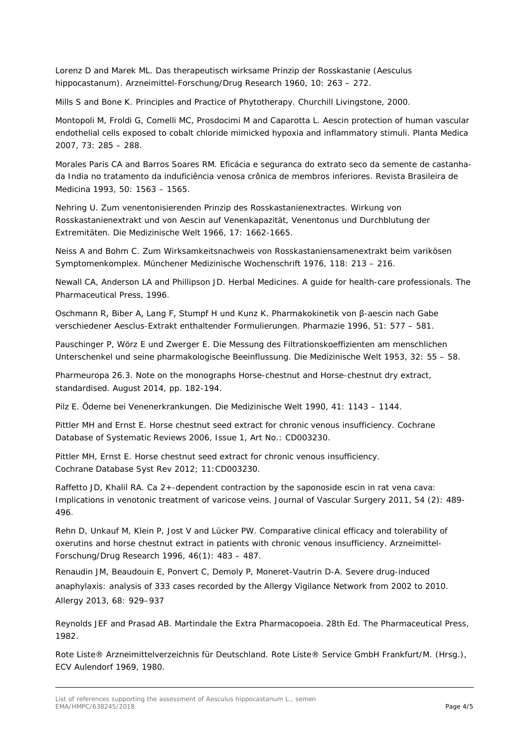Lorenz D and Marek ML. Das therapeutisch wirksame Prinzip der Rosskastanie (Aesculus hippocastanum). Arzneimittel-Forschung/Drug Research 1960, 10: 263 – 272.

Mills S and Bone K. Principles and Practice of Phytotherapy. Churchill Livingstone, 2000.

Montopoli M, Froldi G, Comelli MC, Prosdocimi M and Caparotta L. Aescin protection of human vascular endothelial cells exposed to cobalt chloride mimicked hypoxia and inflammatory stimuli. Planta Medica 2007, 73: 285 – 288.

Morales Paris CA and Barros Soares RM. Eficácia e seguranca do extrato seco da semente de castanha-da India no tratamento da induficiência venosa crônica de membros inferiores. Revista Brasileira de Medicina 1993, 50: 1563 – 1565.

Nehring U. Zum venentonisierenden Prinzip des Rosskastanienextractes. Wirkung von Rosskastanienextrakt und von Aescin auf Venenkapazität, Venentonus und Durchblutung der Extremitäten. Die Medizinische Welt 1966, 17: 1662-1665.

Neiss A and Bohm C. Zum Wirksamkeitsnachweis von Rosskastaniensamenextrakt beim varikösen Symptomenkomplex. Münchener Medizinische Wochenschrift 1976, 118: 213 – 216.

Newall CA, Anderson LA and Phillipson JD. Herbal Medicines. A guide for health-care professionals. The Pharmaceutical Press, 1996.

Oschmann R, Biber A, Lang F, Stumpf H und Kunz K. Pharmakokinetik von β-aescin nach Gabe verschiedener Aesclus-Extrakt enthaltender Formulierungen. Pharmazie 1996, 51: 577 – 581.

Pauschinger P, Wörz E und Zwerger E. Die Messung des Filtrationskoeffizienten am menschlichen Unterschenkel und seine pharmakologische Beeinflussung. Die Medizinische Welt 1953, 32: 55 – 58.

Pharmeuropa 26.3. Note on the monographs Horse-chestnut and Horse-chestnut dry extract, standardised. August 2014, pp. 182-194.

Pilz E. Ödeme bei Venenerkrankungen. Die Medizinische Welt 1990, 41: 1143 – 1144.

Pittler MH and Ernst E. Horse chestnut seed extract for chronic venous insufficiency. Cochrane Database of Systematic Reviews 2006, Issue 1, Art No.: CD003230.

Pittler MH, Ernst E. Horse chestnut seed extract for chronic venous insufficiency. Cochrane Database Syst Rev 2012; 11:CD003230.

Raffetto JD, Khalil RA. Ca 2+-dependent contraction by the saponoside escin in rat vena cava: Implications in venotonic treatment of varicose veins. Journal of Vascular Surgery 2011, 54 (2): 489-496.

Rehn D, Unkauf M, Klein P, Jost V and Lücker PW. Comparative clinical efficacy and tolerability of oxerutins and horse chestnut extract in patients with chronic venous insufficiency. Arzneimittel-Forschung/Drug Research 1996, 46(1): 483 – 487.

Renaudin JM, Beaudouin E, Ponvert C, Demoly P, Moneret-Vautrin D-A. Severe drug-induced anaphylaxis: analysis of 333 cases recorded by the Allergy Vigilance Network from 2002 to 2010. Allergy 2013, 68: 929–937

Reynolds JEF and Prasad AB. Martindale the Extra Pharmacopoeia. 28th Ed. The Pharmaceutical Press, 1982.

Rote Liste® Arzneimittelverzeichnis für Deutschland. Rote Liste® Service GmbH Frankfurt/M. (Hrsg.), ECV Aulendorf 1969, 1980.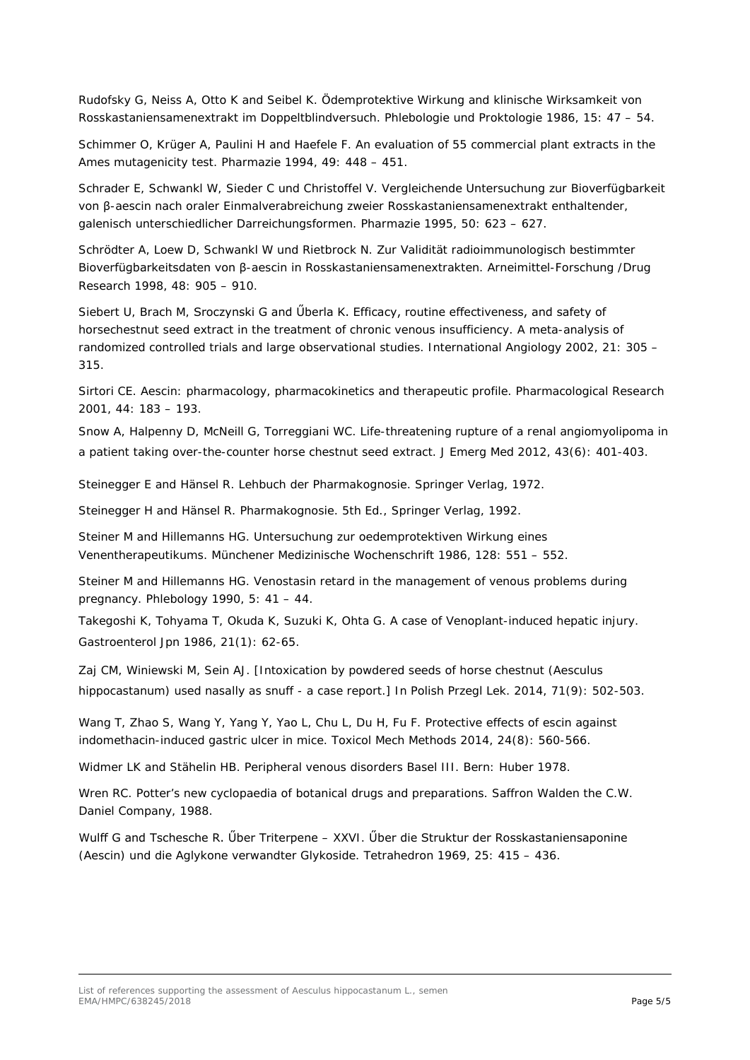Rudofsky G, Neiss A, Otto K and Seibel K. Ödemprotektive Wirkung and klinische Wirksamkeit von Rosskastaniensamenextrakt im Doppeltblindversuch. Phlebologie und Proktologie 1986, 15: 47 – 54.

Schimmer O, Krüger A, Paulini H and Haefele F. An evaluation of 55 commercial plant extracts in the Ames mutagenicity test. Pharmazie 1994, 49: 448 – 451.

Schrader E, Schwankl W, Sieder C und Christoffel V. Vergleichende Untersuchung zur Bioverfügbarkeit von β-aescin nach oraler Einmalverabreichung zweier Rosskastaniensamenextrakt enthaltender, galenisch unterschiedlicher Darreichungsformen. Pharmazie 1995, 50: 623 – 627.

Schrödter A, Loew D, Schwankl W und Rietbrock N. Zur Validität radioimmunologisch bestimmter Bioverfügbarkeitsdaten von β-aescin in Rosskastaniensamenextrakten. Arneimittel-Forschung /Drug Research 1998, 48: 905 – 910.

Siebert U, Brach M, Sroczynski G and Űberla K. Efficacy, routine effectiveness, and safety of horsechestnut seed extract in the treatment of chronic venous insufficiency. A meta-analysis of randomized controlled trials and large observational studies. International Angiology 2002, 21: 305 – 315.

Sirtori CE. Aescin: pharmacology, pharmacokinetics and therapeutic profile. Pharmacological Research 2001, 44: 183 – 193.

Snow A, Halpenny D, McNeill G, Torreggiani WC. Life-threatening rupture of a renal angiomyolipoma in a patient taking over-the-counter horse chestnut seed extract. J Emerg Med 2012, 43(6): 401-403.

Steinegger E and Hänsel R. Lehbuch der Pharmakognosie. Springer Verlag, 1972.

Steinegger H and Hänsel R. Pharmakognosie. 5th Ed., Springer Verlag, 1992.

Steiner M and Hillemanns HG. Untersuchung zur oedemprotektiven Wirkung eines Venentherapeutikums. Münchener Medizinische Wochenschrift 1986, 128: 551 – 552.

Steiner M and Hillemanns HG. Venostasin retard in the management of venous problems during pregnancy. Phlebology 1990, 5: 41 – 44.

Takegoshi K, Tohyama T, Okuda K, Suzuki K, Ohta G. A case of Venoplant-induced hepatic injury. Gastroenterol Jpn 1986, 21(1): 62-65.

Zaj CM, Winiewski M, Sein AJ. [Intoxication by powdered seeds of horse chestnut (Aesculus hippocastanum) used nasally as snuff - a case report.] In Polish Przegl Lek. 2014, 71(9): 502-503.

Wang T, Zhao S, Wang Y, Yang Y, Yao L, Chu L, Du H, Fu F. Protective effects of escin against indomethacin-induced gastric ulcer in mice. Toxicol Mech Methods 2014, 24(8): 560-566.

Widmer LK and Stähelin HB. Peripheral venous disorders Basel III. Bern: Huber 1978.

Wren RC. Potter's new cyclopaedia of botanical drugs and preparations. Saffron Walden the C.W. Daniel Company, 1988.

Wulff G and Tschesche R. Űber Triterpene – XXVI. Űber die Struktur der Rosskastaniensaponine (Aescin) und die Aglykone verwandter Glykoside. Tetrahedron 1969, 25: 415 – 436.